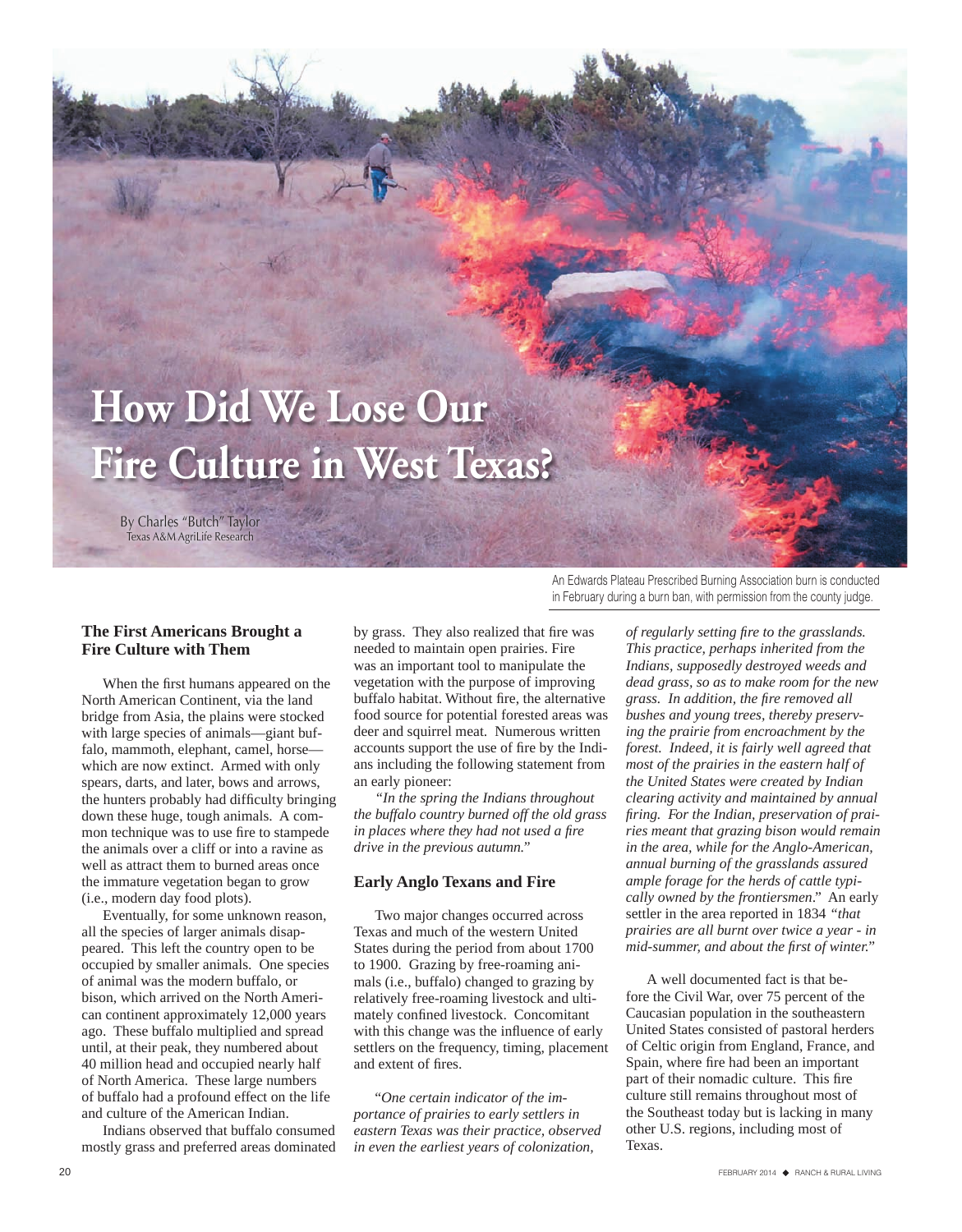# How Did We Lose Our Fire Culture in West Texas?

By Charles "Butch" Taylor
Texas A&M AgriLife Research

An Edwards Plateau Prescribed Burning Association burn is conducted in February during a burn ban, with permission from the county judge.

## The First Americans Brought a Fire Culture with Them

When the first humans appeared on the North American Continent, via the land bridge from Asia, the plains were stocked with large species of animals—giant buffalo, mammoth, elephant, camel, horse—which are now extinct. Armed with only spears, darts, and later, bows and arrows, the hunters probably had difficulty bringing down these huge, tough animals. A common technique was to use fire to stampede the animals over a cliff or into a ravine as well as attract them to burned areas once the immature vegetation began to grow (i.e., modern day food plots).

Eventually, for some unknown reason, all the species of larger animals disappeared. This left the country open to be occupied by smaller animals. One species of animal was the modern buffalo, or bison, which arrived on the North American continent approximately 12,000 years ago. These buffalo multiplied and spread until, at their peak, they numbered about 40 million head and occupied nearly half of North America. These large numbers of buffalo had a profound effect on the life and culture of the American Indian.

Indians observed that buffalo consumed mostly grass and preferred areas dominated by grass. They also realized that fire was needed to maintain open prairies. Fire was an important tool to manipulate the vegetation with the purpose of improving buffalo habitat. Without fire, the alternative food source for potential forested areas was deer and squirrel meat. Numerous written accounts support the use of fire by the Indians including the following statement from an early pioneer:

*"In the spring the Indians throughout the buffalo country burned off the old grass in places where they had not used a fire drive in the previous autumn."*

## Early Anglo Texans and Fire

Two major changes occurred across Texas and much of the western United States during the period from about 1700 to 1900. Grazing by free-roaming animals (i.e., buffalo) changed to grazing by relatively free-roaming livestock and ultimately confined livestock. Concomitant with this change was the influence of early settlers on the frequency, timing, placement and extent of fires.

*"One certain indicator of the importance of prairies to early settlers in eastern Texas was their practice, observed in even the earliest years of colonization, of regularly setting fire to the grasslands. This practice, perhaps inherited from the Indians, supposedly destroyed weeds and dead grass, so as to make room for the new grass. In addition, the fire removed all bushes and young trees, thereby preserving the prairie from encroachment by the forest. Indeed, it is fairly well agreed that most of the prairies in the eastern half of the United States were created by Indian clearing activity and maintained by annual firing. For the Indian, preservation of prairies meant that grazing bison would remain in the area, while for the Anglo-American, annual burning of the grasslands assured ample forage for the herds of cattle typically owned by the frontiersmen."* An early settler in the area reported in 1834 *"that prairies are all burnt over twice a year - in mid-summer, and about the first of winter."*

A well documented fact is that before the Civil War, over 75 percent of the Caucasian population in the southeastern United States consisted of pastoral herders of Celtic origin from England, France, and Spain, where fire had been an important part of their nomadic culture. This fire culture still remains throughout most of the Southeast today but is lacking in many other U.S. regions, including most of Texas.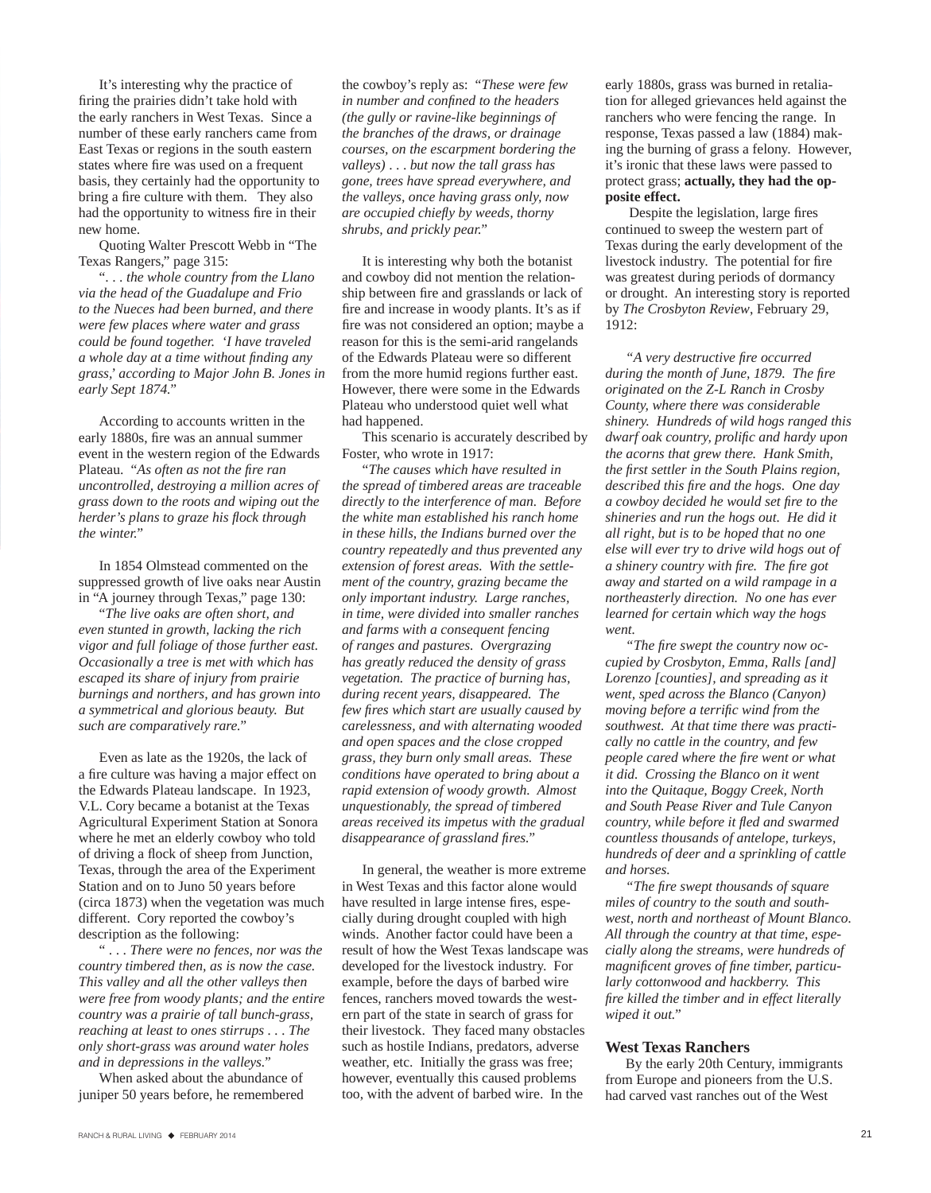It's interesting why the practice of firing the prairies didn't take hold with the early ranchers in West Texas. Since a number of these early ranchers came from East Texas or regions in the south eastern states where fire was used on a frequent basis, they certainly had the opportunity to bring a fire culture with them. They also had the opportunity to witness fire in their new home.

Quoting Walter Prescott Webb in "The Texas Rangers," page 315:

"*. . . the whole country from the Llano via the head of the Guadalupe and Frio to the Nueces had been burned, and there were few places where water and grass could be found together. 'I have traveled a whole day at a time without finding any grass,' according to Major John B. Jones in early Sept 1874.*"

According to accounts written in the early 1880s, fire was an annual summer event in the western region of the Edwards Plateau. "*As often as not the fire ran uncontrolled, destroying a million acres of grass down to the roots and wiping out the herder's plans to graze his flock through the winter.*"

In 1854 Olmstead commented on the suppressed growth of live oaks near Austin in "A journey through Texas," page 130:

"*The live oaks are often short, and even stunted in growth, lacking the rich vigor and full foliage of those further east. Occasionally a tree is met with which has escaped its share of injury from prairie burnings and northers, and has grown into a symmetrical and glorious beauty. But such are comparatively rare.*"

Even as late as the 1920s, the lack of a fire culture was having a major effect on the Edwards Plateau landscape. In 1923, V.L. Cory became a botanist at the Texas Agricultural Experiment Station at Sonora where he met an elderly cowboy who told of driving a flock of sheep from Junction, Texas, through the area of the Experiment Station and on to Juno 50 years before (circa 1873) when the vegetation was much different. Cory reported the cowboy's description as the following:

"*. . . There were no fences, nor was the country timbered then, as is now the case. This valley and all the other valleys then were free from woody plants; and the entire country was a prairie of tall bunch-grass, reaching at least to ones stirrups . . . The only short-grass was around water holes and in depressions in the valleys.*"

When asked about the abundance of juniper 50 years before, he remembered the cowboy's reply as: "*These were few in number and confined to the headers (the gully or ravine-like beginnings of the branches of the draws, or drainage courses, on the escarpment bordering the valleys) . . . but now the tall grass has gone, trees have spread everywhere, and the valleys, once having grass only, now are occupied chiefly by weeds, thorny shrubs, and prickly pear.*"

It is interesting why both the botanist and cowboy did not mention the relationship between fire and grasslands or lack of fire and increase in woody plants. It's as if fire was not considered an option; maybe a reason for this is the semi-arid rangelands of the Edwards Plateau were so different from the more humid regions further east. However, there were some in the Edwards Plateau who understood quiet well what had happened.

This scenario is accurately described by Foster, who wrote in 1917:

"*The causes which have resulted in the spread of timbered areas are traceable directly to the interference of man. Before the white man established his ranch home in these hills, the Indians burned over the country repeatedly and thus prevented any extension of forest areas. With the settlement of the country, grazing became the only important industry. Large ranches, in time, were divided into smaller ranches and farms with a consequent fencing of ranges and pastures. Overgrazing has greatly reduced the density of grass vegetation. The practice of burning has, during recent years, disappeared. The few fires which start are usually caused by carelessness, and with alternating wooded and open spaces and the close cropped grass, they burn only small areas. These conditions have operated to bring about a rapid extension of woody growth. Almost unquestionably, the spread of timbered areas received its impetus with the gradual disappearance of grassland fires.*"

In general, the weather is more extreme in West Texas and this factor alone would have resulted in large intense fires, especially during drought coupled with high winds. Another factor could have been a result of how the West Texas landscape was developed for the livestock industry. For example, before the days of barbed wire fences, ranchers moved towards the western part of the state in search of grass for their livestock. They faced many obstacles such as hostile Indians, predators, adverse weather, etc. Initially the grass was free; however, eventually this caused problems too, with the advent of barbed wire. In the early 1880s, grass was burned in retaliation for alleged grievances held against the ranchers who were fencing the range. In response, Texas passed a law (1884) making the burning of grass a felony. However, it's ironic that these laws were passed to protect grass; **actually, they had the opposite effect.**

Despite the legislation, large fires continued to sweep the western part of Texas during the early development of the livestock industry. The potential for fire was greatest during periods of dormancy or drought. An interesting story is reported by *The Crosbyton Review*, February 29, 1912:

"*A very destructive fire occurred during the month of June, 1879. The fire originated on the Z-L Ranch in Crosby County, where there was considerable shinery. Hundreds of wild hogs ranged this dwarf oak country, prolific and hardy upon the acorns that grew there. Hank Smith, the first settler in the South Plains region, described this fire and the hogs. One day a cowboy decided he would set fire to the shineries and run the hogs out. He did it all right, but is to be hoped that no one else will ever try to drive wild hogs out of a shinery country with fire. The fire got away and started on a wild rampage in a northeasterly direction. No one has ever learned for certain which way the hogs went.*

"*The fire swept the country now occupied by Crosbyton, Emma, Ralls [and] Lorenzo [counties], and spreading as it went, sped across the Blanco (Canyon) moving before a terrific wind from the southwest. At that time there was practically no cattle in the country, and few people cared where the fire went or what it did. Crossing the Blanco on it went into the Quitaque, Boggy Creek, North and South Pease River and Tule Canyon country, while before it fled and swarmed countless thousands of antelope, turkeys, hundreds of deer and a sprinkling of cattle and horses.*

"*The fire swept thousands of square miles of country to the south and southwest, north and northeast of Mount Blanco. All through the country at that time, especially along the streams, were hundreds of magnificent groves of fine timber, particularly cottonwood and hackberry. This fire killed the timber and in effect literally wiped it out.*"

### West Texas Ranchers

By the early 20th Century, immigrants from Europe and pioneers from the U.S. had carved vast ranches out of the West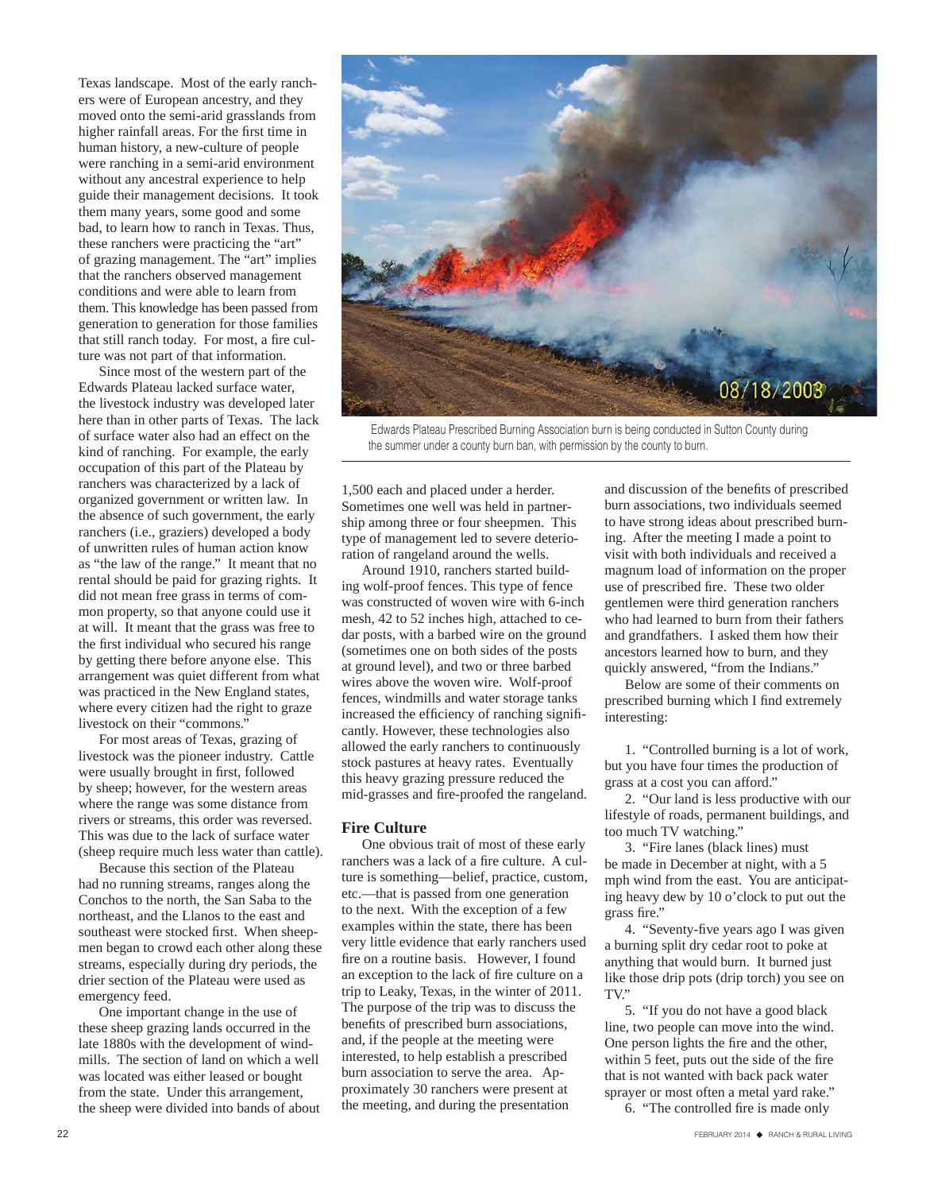Texas landscape. Most of the early ranchers were of European ancestry, and they moved onto the semi-arid grasslands from higher rainfall areas. For the first time in human history, a new-culture of people were ranching in a semi-arid environment without any ancestral experience to help guide their management decisions. It took them many years, some good and some bad, to learn how to ranch in Texas. Thus, these ranchers were practicing the "art" of grazing management. The "art" implies that the ranchers observed management conditions and were able to learn from them. This knowledge has been passed from generation to generation for those families that still ranch today. For most, a fire culture was not part of that information.

Since most of the western part of the Edwards Plateau lacked surface water, the livestock industry was developed later here than in other parts of Texas. The lack of surface water also had an effect on the kind of ranching. For example, the early occupation of this part of the Plateau by ranchers was characterized by a lack of organized government or written law. In the absence of such government, the early ranchers (i.e., graziers) developed a body of unwritten rules of human action know as "the law of the range." It meant that no rental should be paid for grazing rights. It did not mean free grass in terms of common property, so that anyone could use it at will. It meant that the grass was free to the first individual who secured his range by getting there before anyone else. This arrangement was quiet different from what was practiced in the New England states, where every citizen had the right to graze livestock on their "commons."

For most areas of Texas, grazing of livestock was the pioneer industry. Cattle were usually brought in first, followed by sheep; however, for the western areas where the range was some distance from rivers or streams, this order was reversed. This was due to the lack of surface water (sheep require much less water than cattle).

Because this section of the Plateau had no running streams, ranges along the Conchos to the north, the San Saba to the northeast, and the Llanos to the east and southeast were stocked first. When sheepmen began to crowd each other along these streams, especially during dry periods, the drier section of the Plateau were used as emergency feed.

One important change in the use of these sheep grazing lands occurred in the late 1880s with the development of windmills. The section of land on which a well was located was either leased or bought from the state. Under this arrangement, the sheep were divided into bands of about 1,500 each and placed under a herder. Sometimes one well was held in partnership among three or four sheepmen. This type of management led to severe deterioration of rangeland around the wells.

Around 1910, ranchers started building wolf-proof fences. This type of fence was constructed of woven wire with 6-inch mesh, 42 to 52 inches high, attached to cedar posts, with a barbed wire on the ground (sometimes one on both sides of the posts at ground level), and two or three barbed wires above the woven wire. Wolf-proof fences, windmills and water storage tanks increased the efficiency of ranching significantly. However, these technologies also allowed the early ranchers to continuously stock pastures at heavy rates. Eventually this heavy grazing pressure reduced the mid-grasses and fire-proofed the rangeland.

Edwards Plateau Prescribed Burning Association burn is being conducted in Sutton County during the summer under a county burn ban, with permission by the county to burn.

## Fire Culture

One obvious trait of most of these early ranchers was a lack of a fire culture. A culture is something—belief, practice, custom, etc.—that is passed from one generation to the next. With the exception of a few examples within the state, there has been very little evidence that early ranchers used fire on a routine basis. However, I found an exception to the lack of fire culture on a trip to Leaky, Texas, in the winter of 2011. The purpose of the trip was to discuss the benefits of prescribed burn associations, and, if the people at the meeting were interested, to help establish a prescribed burn association to serve the area. Approximately 30 ranchers were present at the meeting, and during the presentation and discussion of the benefits of prescribed burn associations, two individuals seemed to have strong ideas about prescribed burning. After the meeting I made a point to visit with both individuals and received a magnum load of information on the proper use of prescribed fire. These two older gentlemen were third generation ranchers who had learned to burn from their fathers and grandfathers. I asked them how their ancestors learned how to burn, and they quickly answered, "from the Indians."

Below are some of their comments on prescribed burning which I find extremely interesting:

1. "Controlled burning is a lot of work, but you have four times the production of grass at a cost you can afford."
2. "Our land is less productive with our lifestyle of roads, permanent buildings, and too much TV watching."
3. "Fire lanes (black lines) must be made in December at night, with a 5 mph wind from the east. You are anticipating heavy dew by 10 o'clock to put out the grass fire."
4. "Seventy-five years ago I was given a burning split dry cedar root to poke at anything that would burn. It burned just like those drip pots (drip torch) you see on TV."
5. "If you do not have a good black line, two people can move into the wind. One person lights the fire and the other, within 5 feet, puts out the side of the fire that is not wanted with back pack water sprayer or most often a metal yard rake."
6. "The controlled fire is made only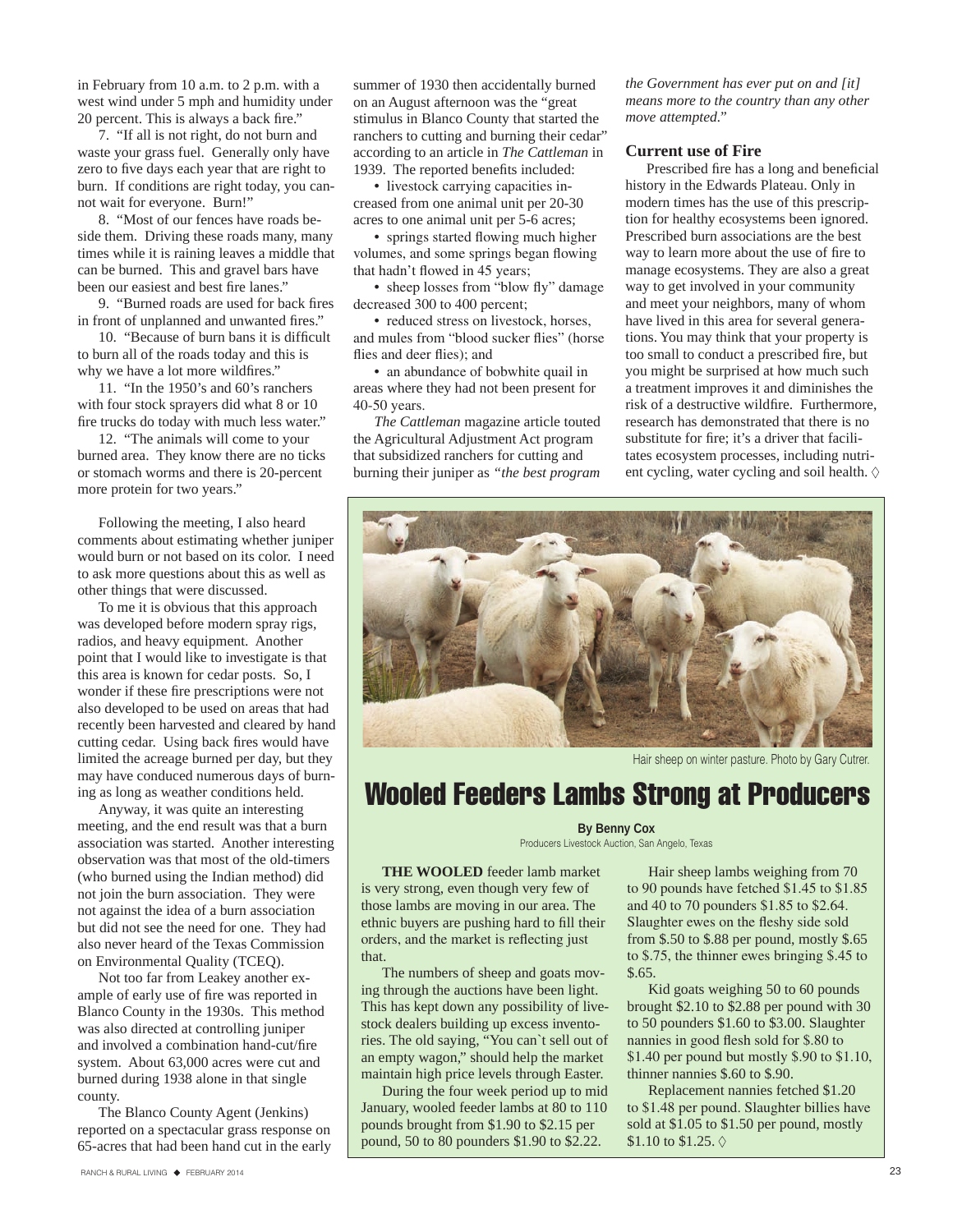in February from 10 a.m. to 2 p.m. with a west wind under 5 mph and humidity under 20 percent. This is always a back fire."

7. "If all is not right, do not burn and waste your grass fuel. Generally only have zero to five days each year that are right to burn. If conditions are right today, you cannot wait for everyone. Burn!"

8. "Most of our fences have roads beside them. Driving these roads many, many times while it is raining leaves a middle that can be burned. This and gravel bars have been our easiest and best fire lanes."

9. "Burned roads are used for back fires in front of unplanned and unwanted fires."

10. "Because of burn bans it is difficult to burn all of the roads today and this is why we have a lot more wildfires."

11. "In the 1950's and 60's ranchers with four stock sprayers did what 8 or 10 fire trucks do today with much less water."

12. "The animals will come to your burned area. They know there are no ticks or stomach worms and there is 20-percent more protein for two years."

Following the meeting, I also heard comments about estimating whether juniper would burn or not based on its color. I need to ask more questions about this as well as other things that were discussed.

To me it is obvious that this approach was developed before modern spray rigs, radios, and heavy equipment. Another point that I would like to investigate is that this area is known for cedar posts. So, I wonder if these fire prescriptions were not also developed to be used on areas that had recently been harvested and cleared by hand cutting cedar. Using back fires would have limited the acreage burned per day, but they may have conduced numerous days of burning as long as weather conditions held.

Anyway, it was quite an interesting meeting, and the end result was that a burn association was started. Another interesting observation was that most of the old-timers (who burned using the Indian method) did not join the burn association. They were not against the idea of a burn association but did not see the need for one. They had also never heard of the Texas Commission on Environmental Quality (TCEQ).

Not too far from Leakey another example of early use of fire was reported in Blanco County in the 1930s. This method was also directed at controlling juniper and involved a combination hand-cut/fire system. About 63,000 acres were cut and burned during 1938 alone in that single county.

The Blanco County Agent (Jenkins) reported on a spectacular grass response on 65-acres that had been hand cut in the early summer of 1930 then accidentally burned on an August afternoon was the "great stimulus in Blanco County that started the ranchers to cutting and burning their cedar" according to an article in *The Cattleman* in 1939. The reported benefits included:

- livestock carrying capacities increased from one animal unit per 20-30 acres to one animal unit per 5-6 acres;
- springs started flowing much higher volumes, and some springs began flowing that hadn't flowed in 45 years;
- sheep losses from "blow fly" damage decreased 300 to 400 percent;
- reduced stress on livestock, horses, and mules from "blood sucker flies" (horse flies and deer flies); and
- an abundance of bobwhite quail in areas where they had not been present for 40-50 years.

*The Cattleman* magazine article touted the Agricultural Adjustment Act program that subsidized ranchers for cutting and burning their juniper as *"the best program the Government has ever put on and [it] means more to the country than any other move attempted."*

### Current use of Fire

Prescribed fire has a long and beneficial history in the Edwards Plateau. Only in modern times has the use of this prescription for healthy ecosystems been ignored. Prescribed burn associations are the best way to learn more about the use of fire to manage ecosystems. They are also a great way to get involved in your community and meet your neighbors, many of whom have lived in this area for several generations. You may think that your property is too small to conduct a prescribed fire, but you might be surprised at how much such a treatment improves it and diminishes the risk of a destructive wildfire. Furthermore, research has demonstrated that there is no substitute for fire; it's a driver that facilitates ecosystem processes, including nutrient cycling, water cycling and soil health. ◊

Hair sheep on winter pasture. Photo by Gary Cutrer.

## Wooled Feeders Lambs Strong at Producers

**By Benny Cox**
Producers Livestock Auction, San Angelo, Texas

**THE WOOLED** feeder lamb market is very strong, even though very few of those lambs are moving in our area. The ethnic buyers are pushing hard to fill their orders, and the market is reflecting just that.

The numbers of sheep and goats moving through the auctions have been light. This has kept down any possibility of livestock dealers building up excess inventories. The old saying, "You can`t sell out of an empty wagon," should help the market maintain high price levels through Easter.

During the four week period up to mid January, wooled feeder lambs at 80 to 110 pounds brought from $1.90 to $2.15 per pound, 50 to 80 pounders $1.90 to $2.22.

Hair sheep lambs weighing from 70 to 90 pounds have fetched $1.45 to $1.85 and 40 to 70 pounders $1.85 to $2.64. Slaughter ewes on the fleshy side sold from $.50 to $.88 per pound, mostly $.65 to $.75, the thinner ewes bringing $.45 to $.65.

Kid goats weighing 50 to 60 pounds brought $2.10 to $2.88 per pound with 30 to 50 pounders $1.60 to $3.00. Slaughter nannies in good flesh sold for $.80 to $1.40 per pound but mostly $.90 to $1.10, thinner nannies $.60 to $.90.

Replacement nannies fetched $1.20 to $1.48 per pound. Slaughter billies have sold at $1.05 to $1.50 per pound, mostly $1.10 to $1.25. ◊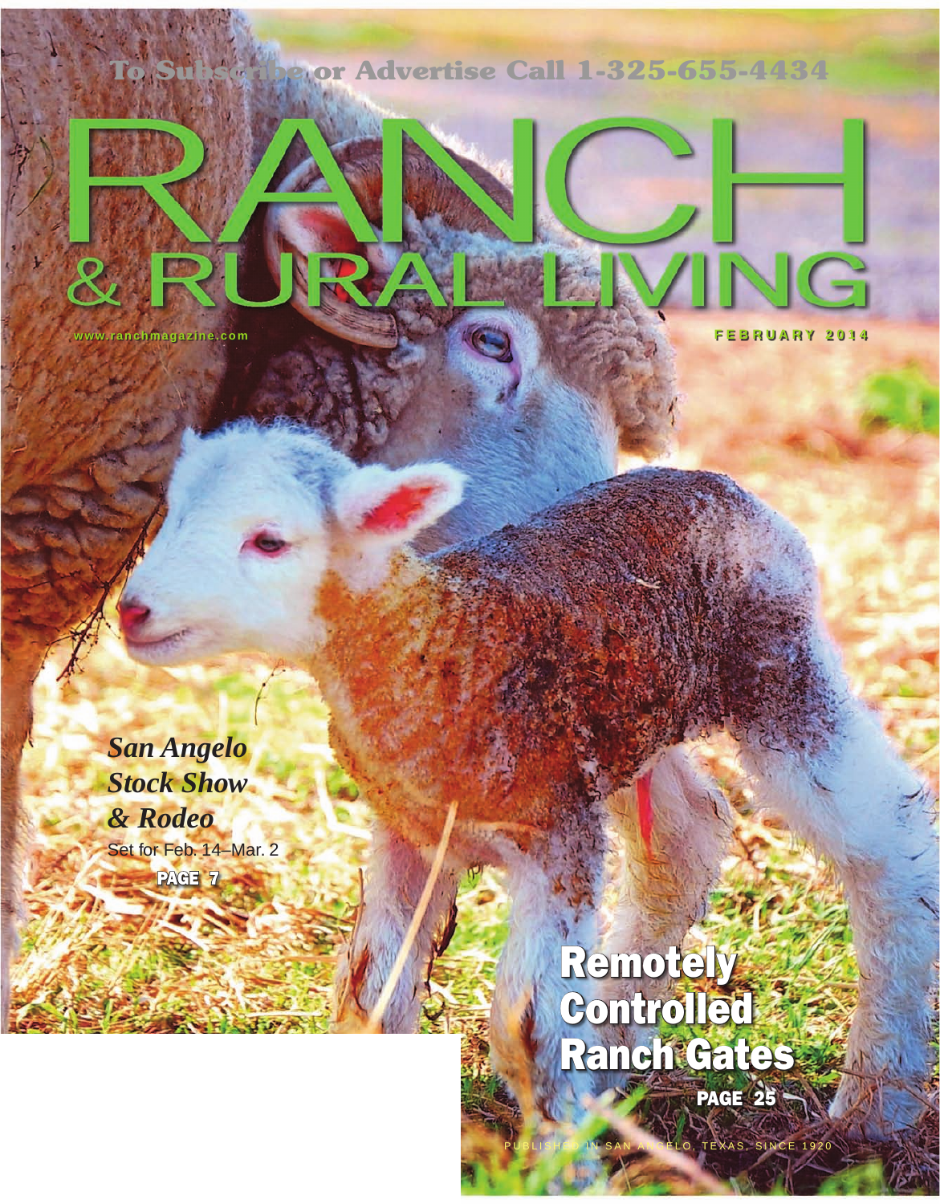To Subscribe or Advertise Call 1-325-655-4434

# RANCH
## & RURAL LIVING

www.ranchmagazine.com

FEBRUARY 2014

***San Angelo Stock Show & Rodeo***

Set for Feb. 14–Mar. 2

**PAGE 7**

## Remotely Controlled Ranch Gates

**PAGE 25**

PUBLISHED IN SAN ANGELO, TEXAS, SINCE 1920